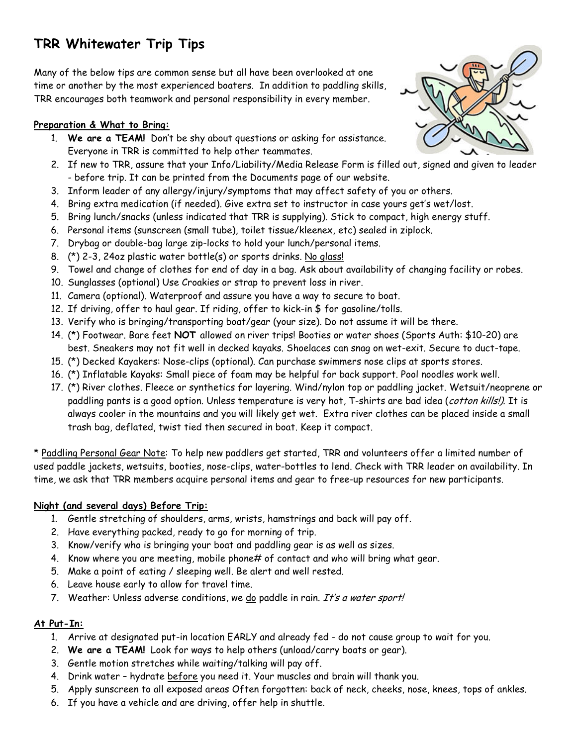# TRR Whitewater Trip Tips

Many of the below tips are common sense but all have been overlooked at one time or another by the most experienced boaters. In addition to paddling skills, TRR encourages both teamwork and personal responsibility in every member.

**Preparation & What to Bring:**

1. **We are a TEAM!** Don't be shy about questions or asking for assistance. Everyone in TRR is committed to help other teammates.
2. If new to TRR, assure that your Info/Liability/Media Release Form is filled out, signed and given to leader - before trip. It can be printed from the Documents page of our website.
3. Inform leader of any allergy/injury/symptoms that may affect safety of you or others.
4. Bring extra medication (if needed). Give extra set to instructor in case yours get's wet/lost.
5. Bring lunch/snacks (unless indicated that TRR is supplying). Stick to compact, high energy stuff.
6. Personal items (sunscreen (small tube), toilet tissue/kleenex, etc) sealed in ziplock.
7. Drybag or double-bag large zip-locks to hold your lunch/personal items.
8. (*) 2-3, 24oz plastic water bottle(s) or sports drinks. No glass!
9. Towel and change of clothes for end of day in a bag. Ask about availability of changing facility or robes.
10. Sunglasses (optional) Use Croakies or strap to prevent loss in river.
11. Camera (optional). Waterproof and assure you have a way to secure to boat.
12. If driving, offer to haul gear. If riding, offer to kick-in $ for gasoline/tolls.
13. Verify who is bringing/transporting boat/gear (your size). Do not assume it will be there.
14. (*) Footwear. Bare feet **NOT** allowed on river trips! Booties or water shoes (Sports Auth: $10-20) are best. Sneakers may not fit well in decked kayaks. Shoelaces can snag on wet-exit. Secure to duct-tape.
15. (*) Decked Kayakers: Nose-clips (optional). Can purchase swimmers nose clips at sports stores.
16. (*) Inflatable Kayaks: Small piece of foam may be helpful for back support. Pool noodles work well.
17. (*) River clothes. Fleece or synthetics for layering. Wind/nylon top or paddling jacket. Wetsuit/neoprene or paddling pants is a good option. Unless temperature is very hot, T-shirts are bad idea (*cotton kills!*). It is always cooler in the mountains and you will likely get wet. Extra river clothes can be placed inside a small trash bag, deflated, twist tied then secured in boat. Keep it compact.

\* Paddling Personal Gear Note: To help new paddlers get started, TRR and volunteers offer a limited number of used paddle jackets, wetsuits, booties, nose-clips, water-bottles to lend. Check with TRR leader on availability. In time, we ask that TRR members acquire personal items and gear to free-up resources for new participants.

**Night (and several days) Before Trip:**

1. Gentle stretching of shoulders, arms, wrists, hamstrings and back will pay off.
2. Have everything packed, ready to go for morning of trip.
3. Know/verify who is bringing your boat and paddling gear is as well as sizes.
4. Know where you are meeting, mobile phone# of contact and who will bring what gear.
5. Make a point of eating / sleeping well. Be alert and well rested.
6. Leave house early to allow for travel time.
7. Weather: Unless adverse conditions, we do paddle in rain. *It's a water sport!*

**At Put-In:**

1. Arrive at designated put-in location EARLY and already fed - do not cause group to wait for you.
2. **We are a TEAM!** Look for ways to help others (unload/carry boats or gear).
3. Gentle motion stretches while waiting/talking will pay off.
4. Drink water – hydrate before you need it. Your muscles and brain will thank you.
5. Apply sunscreen to all exposed areas Often forgotten: back of neck, cheeks, nose, knees, tops of ankles.
6. If you have a vehicle and are driving, offer help in shuttle.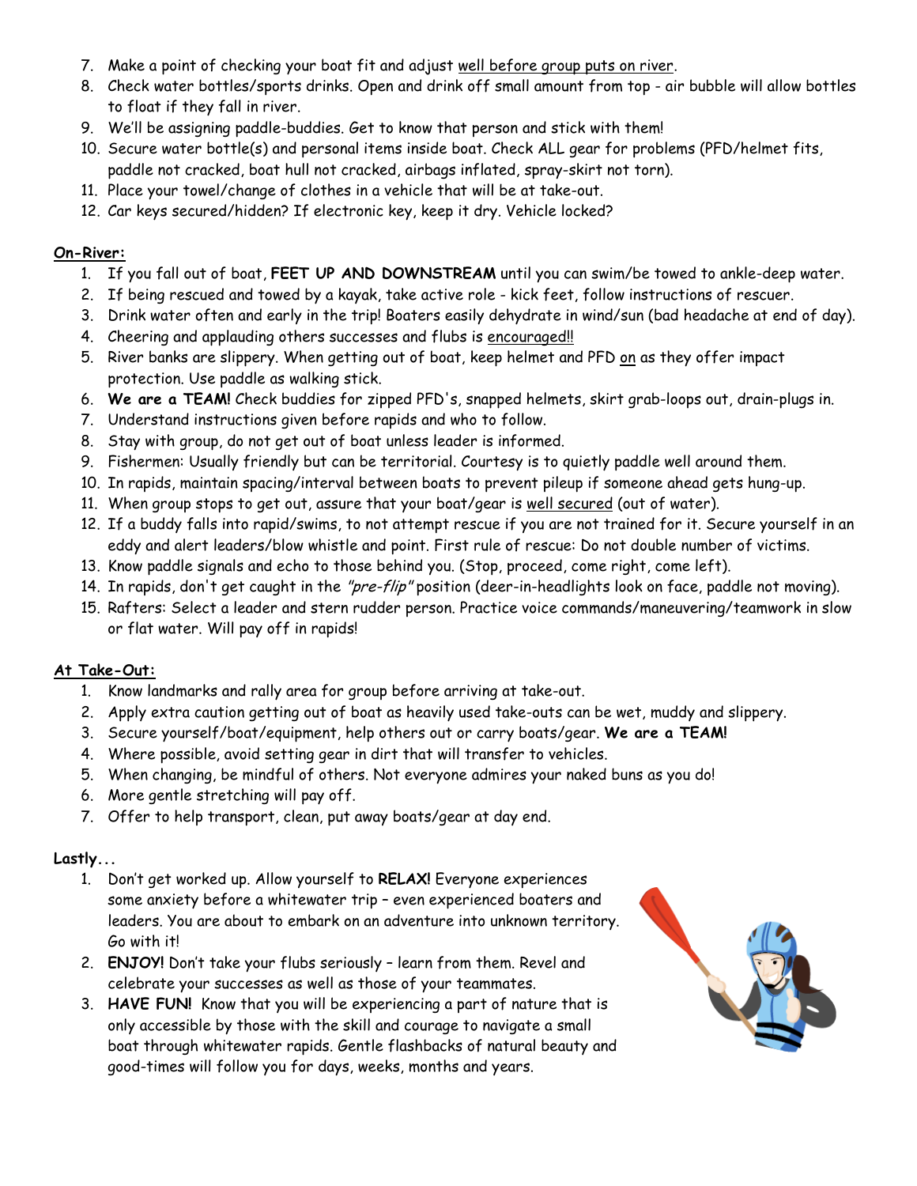7. Make a point of checking your boat fit and adjust <u>well before group puts on river</u>.
8. Check water bottles/sports drinks. Open and drink off small amount from top - air bubble will allow bottles to float if they fall in river.
9. We'll be assigning paddle-buddies. Get to know that person and stick with them!
10. Secure water bottle(s) and personal items inside boat. Check ALL gear for problems (PFD/helmet fits, paddle not cracked, boat hull not cracked, airbags inflated, spray-skirt not torn).
11. Place your towel/change of clothes in a vehicle that will be at take-out.
12. Car keys secured/hidden? If electronic key, keep it dry. Vehicle locked?

**<u>On-River:</u>**

1. If you fall out of boat, **FEET UP AND DOWNSTREAM** until you can swim/be towed to ankle-deep water.
2. If being rescued and towed by a kayak, take active role - kick feet, follow instructions of rescuer.
3. Drink water often and early in the trip! Boaters easily dehydrate in wind/sun (bad headache at end of day).
4. Cheering and applauding others successes and flubs is <u>encouraged!!</u>
5. River banks are slippery. When getting out of boat, keep helmet and PFD <u>on</u> as they offer impact protection. Use paddle as walking stick.
6. **We are a TEAM!** Check buddies for zipped PFD's, snapped helmets, skirt grab-loops out, drain-plugs in.
7. Understand instructions given before rapids and who to follow.
8. Stay with group, do not get out of boat unless leader is informed.
9. Fishermen: Usually friendly but can be territorial. Courtesy is to quietly paddle well around them.
10. In rapids, maintain spacing/interval between boats to prevent pileup if someone ahead gets hung-up.
11. When group stops to get out, assure that your boat/gear is <u>well secured</u> (out of water).
12. If a buddy falls into rapid/swims, to not attempt rescue if you are not trained for it. Secure yourself in an eddy and alert leaders/blow whistle and point. First rule of rescue: Do not double number of victims.
13. Know paddle signals and echo to those behind you. (Stop, proceed, come right, come left).
14. In rapids, don't get caught in the *"pre-flip"* position (deer-in-headlights look on face, paddle not moving).
15. Rafters: Select a leader and stern rudder person. Practice voice commands/maneuvering/teamwork in slow or flat water. Will pay off in rapids!

**<u>At Take-Out:</u>**

1. Know landmarks and rally area for group before arriving at take-out.
2. Apply extra caution getting out of boat as heavily used take-outs can be wet, muddy and slippery.
3. Secure yourself/boat/equipment, help others out or carry boats/gear. **We are a TEAM!**
4. Where possible, avoid setting gear in dirt that will transfer to vehicles.
5. When changing, be mindful of others. Not everyone admires your naked buns as you do!
6. More gentle stretching will pay off.
7. Offer to help transport, clean, put away boats/gear at day end.

**Lastly...**

1. Don't get worked up. Allow yourself to **RELAX!** Everyone experiences some anxiety before a whitewater trip – even experienced boaters and leaders. You are about to embark on an adventure into unknown territory. Go with it!
2. **ENJOY!** Don't take your flubs seriously – learn from them. Revel and celebrate your successes as well as those of your teammates.
3. **HAVE FUN!** Know that you will be experiencing a part of nature that is only accessible by those with the skill and courage to navigate a small boat through whitewater rapids. Gentle flashbacks of natural beauty and good-times will follow you for days, weeks, months and years.